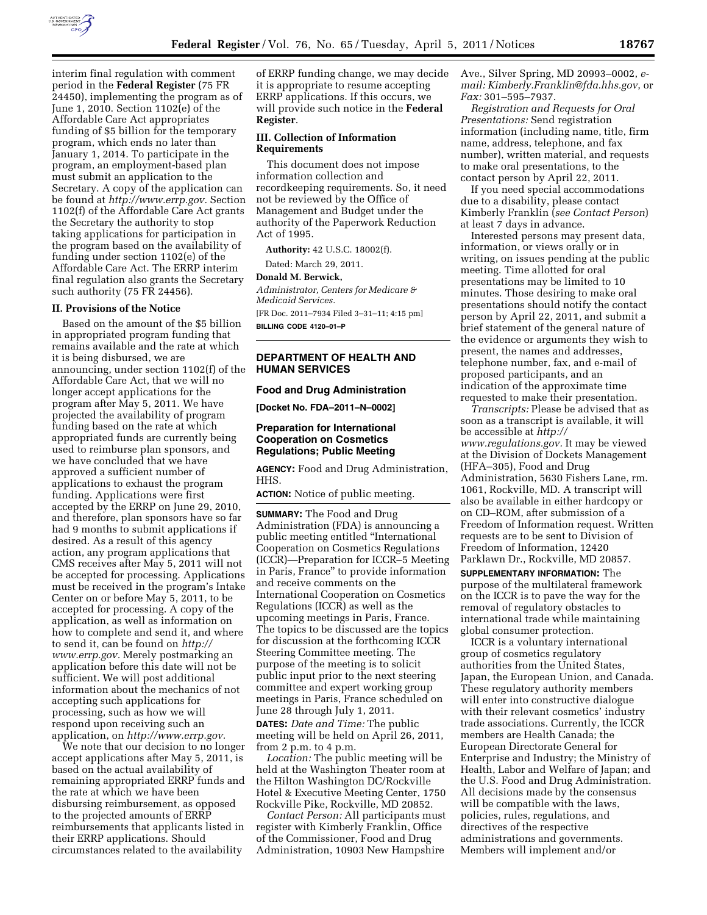interim final regulation with comment period in the **Federal Register** (75 FR 24450), implementing the program as of June 1, 2010. Section 1102(e) of the Affordable Care Act appropriates funding of $5 billion for the temporary program, which ends no later than January 1, 2014. To participate in the program, an employment-based plan must submit an application to the Secretary. A copy of the application can be found at *http://www.errp.gov.* Section 1102(f) of the Affordable Care Act grants the Secretary the authority to stop taking applications for participation in the program based on the availability of funding under section 1102(e) of the Affordable Care Act. The ERRP interim final regulation also grants the Secretary such authority (75 FR 24456).

## II. Provisions of the Notice

Based on the amount of the $5 billion in appropriated program funding that remains available and the rate at which it is being disbursed, we are announcing, under section 1102(f) of the Affordable Care Act, that we will no longer accept applications for the program after May 5, 2011. We have projected the availability of program funding based on the rate at which appropriated funds are currently being used to reimburse plan sponsors, and we have concluded that we have approved a sufficient number of applications to exhaust the program funding. Applications were first accepted by the ERRP on June 29, 2010, and therefore, plan sponsors have so far had 9 months to submit applications if desired. As a result of this agency action, any program applications that CMS receives after May 5, 2011 will not be accepted for processing. Applications must be received in the program's Intake Center on or before May 5, 2011, to be accepted for processing. A copy of the application, as well as information on how to complete and send it, and where to send it, can be found on *http://www.errp.gov.* Merely postmarking an application before this date will not be sufficient. We will post additional information about the mechanics of not accepting such applications for processing, such as how we will respond upon receiving such an application, on *http://www.errp.gov.*

We note that our decision to no longer accept applications after May 5, 2011, is based on the actual availability of remaining appropriated ERRP funds and the rate at which we have been disbursing reimbursement, as opposed to the projected amounts of ERRP reimbursements that applicants listed in their ERRP applications. Should circumstances related to the availability of ERRP funding change, we may decide it is appropriate to resume accepting ERRP applications. If this occurs, we will provide such notice in the **Federal Register**.

## III. Collection of Information Requirements

This document does not impose information collection and recordkeeping requirements. So, it need not be reviewed by the Office of Management and Budget under the authority of the Paperwork Reduction Act of 1995.

**Authority:** 42 U.S.C. 18002(f).

Dated: March 29, 2011.

**Donald M. Berwick,**

*Administrator, Centers for Medicare & Medicaid Services.*

[FR Doc. 2011–7934 Filed 3–31–11; 4:15 pm]

**BILLING CODE 4120–01–P**

# DEPARTMENT OF HEALTH AND HUMAN SERVICES

## Food and Drug Administration

**[Docket No. FDA–2011–N–0002]**

## Preparation for International Cooperation on Cosmetics Regulations; Public Meeting

**AGENCY:** Food and Drug Administration, HHS.

**ACTION:** Notice of public meeting.

**SUMMARY:** The Food and Drug Administration (FDA) is announcing a public meeting entitled "International Cooperation on Cosmetics Regulations (ICCR)—Preparation for ICCR–5 Meeting in Paris, France" to provide information and receive comments on the International Cooperation on Cosmetics Regulations (ICCR) as well as the upcoming meetings in Paris, France. The topics to be discussed are the topics for discussion at the forthcoming ICCR Steering Committee meeting. The purpose of the meeting is to solicit public input prior to the next steering committee and expert working group meetings in Paris, France scheduled on June 28 through July 1, 2011.

**DATES:** *Date and Time:* The public meeting will be held on April 26, 2011, from 2 p.m. to 4 p.m.

*Location:* The public meeting will be held at the Washington Theater room at the Hilton Washington DC/Rockville Hotel & Executive Meeting Center, 1750 Rockville Pike, Rockville, MD 20852.

*Contact Person:* All participants must register with Kimberly Franklin, Office of the Commissioner, Food and Drug Administration, 10903 New Hampshire Ave., Silver Spring, MD 20993–0002, *e-mail: Kimberly.Franklin@fda.hhs.gov*, or *Fax:* 301–595–7937.

*Registration and Requests for Oral Presentations:* Send registration information (including name, title, firm name, address, telephone, and fax number), written material, and requests to make oral presentations, to the contact person by April 22, 2011.

If you need special accommodations due to a disability, please contact Kimberly Franklin (*see Contact Person*) at least 7 days in advance.

Interested persons may present data, information, or views orally or in writing, on issues pending at the public meeting. Time allotted for oral presentations may be limited to 10 minutes. Those desiring to make oral presentations should notify the contact person by April 22, 2011, and submit a brief statement of the general nature of the evidence or arguments they wish to present, the names and addresses, telephone number, fax, and e-mail of proposed participants, and an indication of the approximate time requested to make their presentation.

*Transcripts:* Please be advised that as soon as a transcript is available, it will be accessible at *http://www.regulations.gov.* It may be viewed at the Division of Dockets Management (HFA–305), Food and Drug Administration, 5630 Fishers Lane, rm. 1061, Rockville, MD. A transcript will also be available in either hardcopy or on CD–ROM, after submission of a Freedom of Information request. Written requests are to be sent to Division of Freedom of Information, 12420 Parklawn Dr., Rockville, MD 20857.

**SUPPLEMENTARY INFORMATION:** The purpose of the multilateral framework on the ICCR is to pave the way for the removal of regulatory obstacles to international trade while maintaining global consumer protection.

ICCR is a voluntary international group of cosmetics regulatory authorities from the United States, Japan, the European Union, and Canada. These regulatory authority members will enter into constructive dialogue with their relevant cosmetics' industry trade associations. Currently, the ICCR members are Health Canada; the European Directorate General for Enterprise and Industry; the Ministry of Health, Labor and Welfare of Japan; and the U.S. Food and Drug Administration. All decisions made by the consensus will be compatible with the laws, policies, rules, regulations, and directives of the respective administrations and governments. Members will implement and/or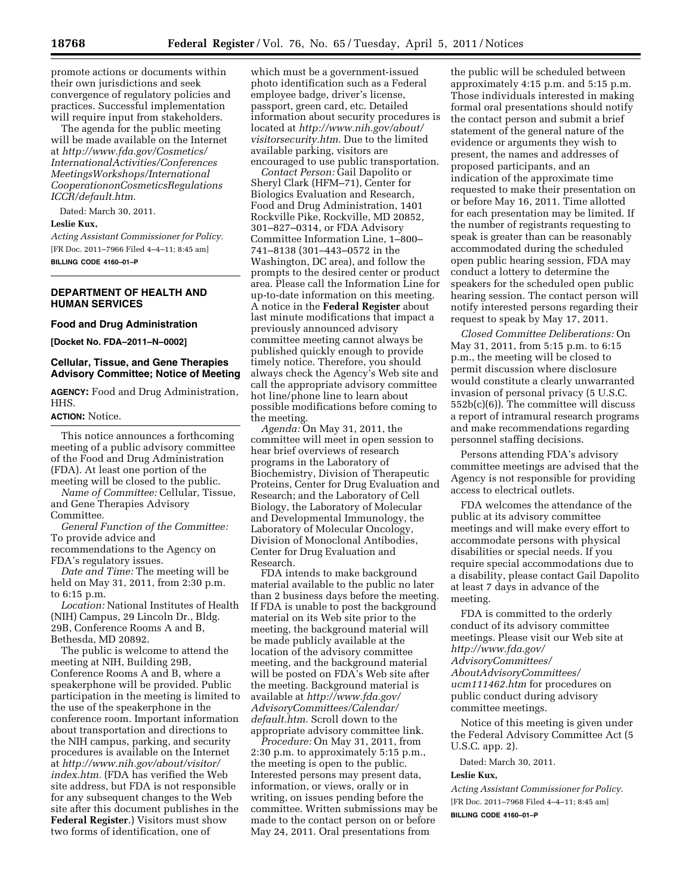promote actions or documents within their own jurisdictions and seek convergence of regulatory policies and practices. Successful implementation will require input from stakeholders.

The agenda for the public meeting will be made available on the Internet at *http://www.fda.gov/Cosmetics/InternationalActivities/ConferencesMeetingsWorkshops/InternationalCooperationonCosmeticsRegulationsICCR/default.htm.*

Dated: March 30, 2011.

**Leslie Kux,**

*Acting Assistant Commissioner for Policy.*

[FR Doc. 2011–7966 Filed 4–4–11; 8:45 am]

**BILLING CODE 4160–01–P**

---

## DEPARTMENT OF HEALTH AND HUMAN SERVICES

### Food and Drug Administration

**[Docket No. FDA–2011–N–0002]**

### Cellular, Tissue, and Gene Therapies Advisory Committee; Notice of Meeting

**AGENCY:** Food and Drug Administration, HHS.

**ACTION:** Notice.

This notice announces a forthcoming meeting of a public advisory committee of the Food and Drug Administration (FDA). At least one portion of the meeting will be closed to the public.

*Name of Committee:* Cellular, Tissue, and Gene Therapies Advisory Committee.

*General Function of the Committee:* To provide advice and recommendations to the Agency on FDA's regulatory issues.

*Date and Time:* The meeting will be held on May 31, 2011, from 2:30 p.m. to 6:15 p.m.

*Location:* National Institutes of Health (NIH) Campus, 29 Lincoln Dr., Bldg. 29B, Conference Rooms A and B, Bethesda, MD 20892.

The public is welcome to attend the meeting at NIH, Building 29B, Conference Rooms A and B, where a speakerphone will be provided. Public participation in the meeting is limited to the use of the speakerphone in the conference room. Important information about transportation and directions to the NIH campus, parking, and security procedures is available on the Internet at *http://www.nih.gov/about/visitor/index.htm.* (FDA has verified the Web site address, but FDA is not responsible for any subsequent changes to the Web site after this document publishes in the **Federal Register**.) Visitors must show two forms of identification, one of which must be a government-issued photo identification such as a Federal employee badge, driver's license, passport, green card, etc. Detailed information about security procedures is located at *http://www.nih.gov/about/visitorsecurity.htm.* Due to the limited available parking, visitors are encouraged to use public transportation.

*Contact Person:* Gail Dapolito or Sheryl Clark (HFM–71), Center for Biologics Evaluation and Research, Food and Drug Administration, 1401 Rockville Pike, Rockville, MD 20852, 301–827–0314, or FDA Advisory Committee Information Line, 1–800–741–8138 (301–443–0572 in the Washington, DC area), and follow the prompts to the desired center or product area. Please call the Information Line for up-to-date information on this meeting. A notice in the **Federal Register** about last minute modifications that impact a previously announced advisory committee meeting cannot always be published quickly enough to provide timely notice. Therefore, you should always check the Agency's Web site and call the appropriate advisory committee hot line/phone line to learn about possible modifications before coming to the meeting.

*Agenda:* On May 31, 2011, the committee will meet in open session to hear brief overviews of research programs in the Laboratory of Biochemistry, Division of Therapeutic Proteins, Center for Drug Evaluation and Research; and the Laboratory of Cell Biology, the Laboratory of Molecular and Developmental Immunology, the Laboratory of Molecular Oncology, Division of Monoclonal Antibodies, Center for Drug Evaluation and Research.

FDA intends to make background material available to the public no later than 2 business days before the meeting. If FDA is unable to post the background material on its Web site prior to the meeting, the background material will be made publicly available at the location of the advisory committee meeting, and the background material will be posted on FDA's Web site after the meeting. Background material is available at *http://www.fda.gov/AdvisoryCommittees/Calendar/default.htm.* Scroll down to the appropriate advisory committee link.

*Procedure:* On May 31, 2011, from 2:30 p.m. to approximately 5:15 p.m., the meeting is open to the public. Interested persons may present data, information, or views, orally or in writing, on issues pending before the committee. Written submissions may be made to the contact person on or before May 24, 2011. Oral presentations from the public will be scheduled between approximately 4:15 p.m. and 5:15 p.m. Those individuals interested in making formal oral presentations should notify the contact person and submit a brief statement of the general nature of the evidence or arguments they wish to present, the names and addresses of proposed participants, and an indication of the approximate time requested to make their presentation on or before May 16, 2011. Time allotted for each presentation may be limited. If the number of registrants requesting to speak is greater than can be reasonably accommodated during the scheduled open public hearing session, FDA may conduct a lottery to determine the speakers for the scheduled open public hearing session. The contact person will notify interested persons regarding their request to speak by May 17, 2011.

*Closed Committee Deliberations:* On May 31, 2011, from 5:15 p.m. to 6:15 p.m., the meeting will be closed to permit discussion where disclosure would constitute a clearly unwarranted invasion of personal privacy (5 U.S.C. 552b(c)(6)). The committee will discuss a report of intramural research programs and make recommendations regarding personnel staffing decisions.

Persons attending FDA's advisory committee meetings are advised that the Agency is not responsible for providing access to electrical outlets.

FDA welcomes the attendance of the public at its advisory committee meetings and will make every effort to accommodate persons with physical disabilities or special needs. If you require special accommodations due to a disability, please contact Gail Dapolito at least 7 days in advance of the meeting.

FDA is committed to the orderly conduct of its advisory committee meetings. Please visit our Web site at *http://www.fda.gov/AdvisoryCommittees/AboutAdvisoryCommittees/ucm111462.htm* for procedures on public conduct during advisory committee meetings.

Notice of this meeting is given under the Federal Advisory Committee Act (5 U.S.C. app. 2).

Dated: March 30, 2011.

**Leslie Kux,**

*Acting Assistant Commissioner for Policy.*

[FR Doc. 2011–7968 Filed 4–4–11; 8:45 am]

**BILLING CODE 4160–01–P**